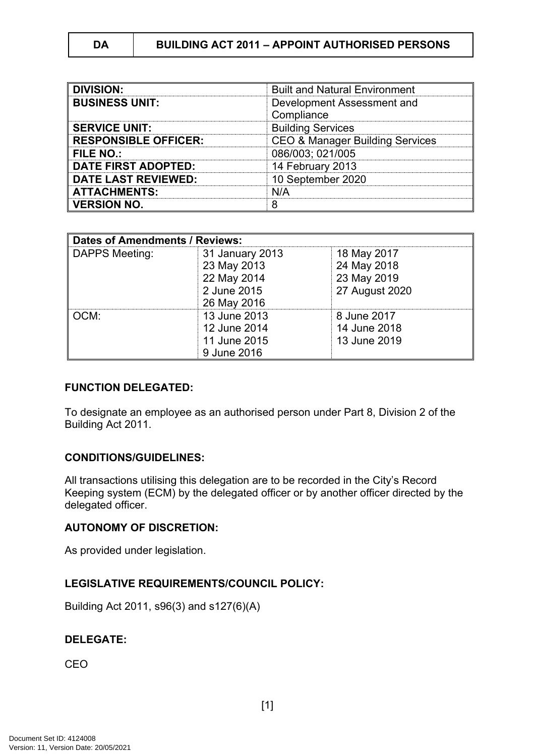| DA | BUILDING ACT 2011 – APPOINT AUTHORISED PERSONS |
|---|---|

| | |
|---|---|
| **DIVISION:** | Built and Natural Environment |
| **BUSINESS UNIT:** | Development Assessment and Compliance |
| **SERVICE UNIT:** | Building Services |
| **RESPONSIBLE OFFICER:** | CEO & Manager Building Services |
| **FILE NO.:** | 086/003; 021/005 |
| **DATE FIRST ADOPTED:** | 14 February 2013 |
| **DATE LAST REVIEWED:** | 10 September 2020 |
| **ATTACHMENTS:** | N/A |
| **VERSION NO.** | 8 |

| **Dates of Amendments / Reviews:** | | |
|---|---|---|
| DAPPS Meeting: | 31 January 2013<br>23 May 2013<br>22 May 2014<br>2 June 2015<br>26 May 2016 | 18 May 2017<br>24 May 2018<br>23 May 2019<br>27 August 2020 |
| OCM: | 13 June 2013<br>12 June 2014<br>11 June 2015<br>9 June 2016 | 8 June 2017<br>14 June 2018<br>13 June 2019 |

**FUNCTION DELEGATED:**

To designate an employee as an authorised person under Part 8, Division 2 of the Building Act 2011.

**CONDITIONS/GUIDELINES:**

All transactions utilising this delegation are to be recorded in the City's Record Keeping system (ECM) by the delegated officer or by another officer directed by the delegated officer.

**AUTONOMY OF DISCRETION:**

As provided under legislation.

**LEGISLATIVE REQUIREMENTS/COUNCIL POLICY:**

Building Act 2011, s96(3) and s127(6)(A)

**DELEGATE:**

CEO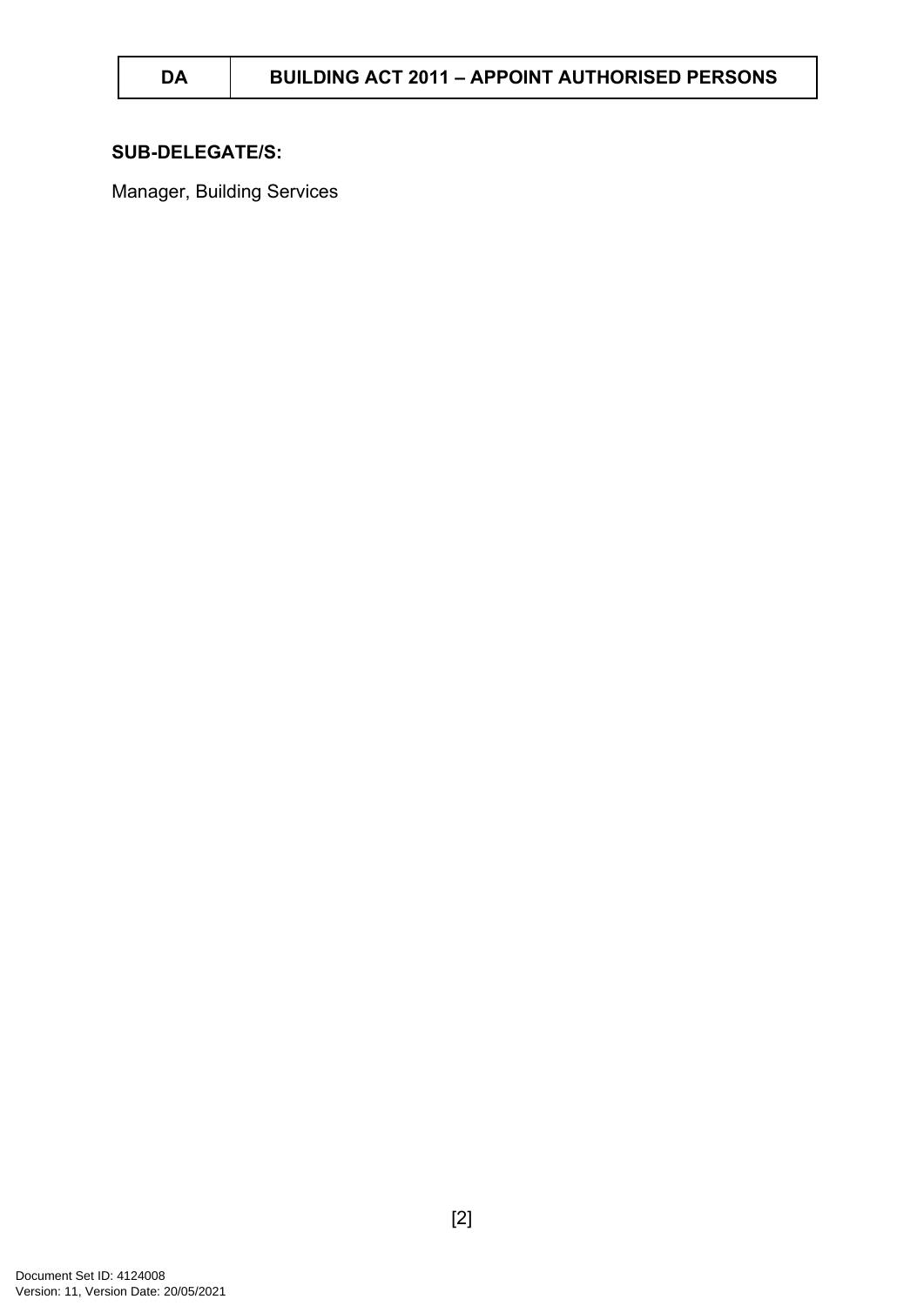| DA | BUILDING ACT 2011 – APPOINT AUTHORISED PERSONS |
|---|---|

**SUB-DELEGATE/S:**

Manager, Building Services

Document Set ID: 4124008
Version: 11, Version Date: 20/05/2021